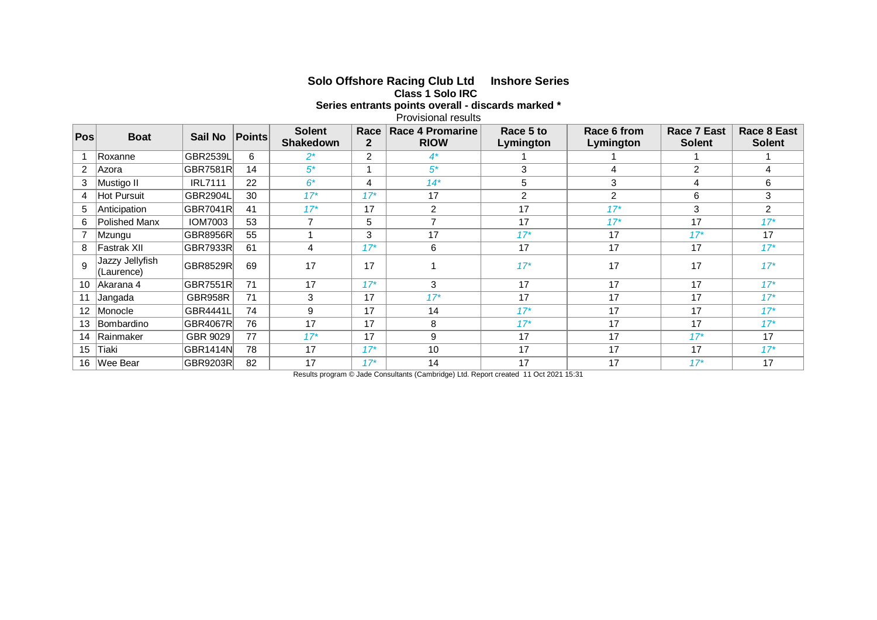## Solo Offshore Racing Club Ltd  Inshore Series

### Class 1 Solo IRC

**Series entrants points overall - discards marked \***

Provisional results

| Pos | Boat | Sail No | Points | Solent Shakedown | Race 2 | Race 4 Promarine RIOW | Race 5 to Lymington | Race 6 from Lymington | Race 7 East Solent | Race 8 East Solent |
|---|---|---|---|---|---|---|---|---|---|---|
| 1 | Roxanne | GBR2539L | 6 | *2\** | 2 | *4\** | 1 | 1 | 1 | 1 |
| 2 | Azora | GBR7581R | 14 | *5\** | 1 | *5\** | 3 | 4 | 2 | 4 |
| 3 | Mustigo II | IRL7111 | 22 | *6\** | 4 | *14\** | 5 | 3 | 4 | 6 |
| 4 | Hot Pursuit | GBR2904L | 30 | *17\** | *17\** | 17 | 2 | 2 | 6 | 3 |
| 5 | Anticipation | GBR7041R | 41 | *17\** | 17 | 2 | 17 | *17\** | 3 | 2 |
| 6 | Polished Manx | IOM7003 | 53 | 7 | 5 | 7 | 17 | *17\** | 17 | *17\** |
| 7 | Mzungu | GBR8956R | 55 | 1 | 3 | 17 | *17\** | 17 | *17\** | 17 |
| 8 | Fastrak XII | GBR7933R | 61 | 4 | *17\** | 6 | 17 | 17 | 17 | *17\** |
| 9 | Jazzy Jellyfish (Laurence) | GBR8529R | 69 | 17 | 17 | 1 | *17\** | 17 | 17 | *17\** |
| 10 | Akarana 4 | GBR7551R | 71 | 17 | *17\** | 3 | 17 | 17 | 17 | *17\** |
| 11 | Jangada | GBR958R | 71 | 3 | 17 | *17\** | 17 | 17 | 17 | *17\** |
| 12 | Monocle | GBR4441L | 74 | 9 | 17 | 14 | *17\** | 17 | 17 | *17\** |
| 13 | Bombardino | GBR4067R | 76 | 17 | 17 | 8 | *17\** | 17 | 17 | *17\** |
| 14 | Rainmaker | GBR 9029 | 77 | *17\** | 17 | 9 | 17 | 17 | *17\** | 17 |
| 15 | Tiaki | GBR1414N | 78 | 17 | *17\** | 10 | 17 | 17 | 17 | *17\** |
| 16 | Wee Bear | GBR9203R | 82 | 17 | *17\** | 14 | 17 | 17 | *17\** | 17 |

Results program © Jade Consultants (Cambridge) Ltd. Report created 11 Oct 2021 15:31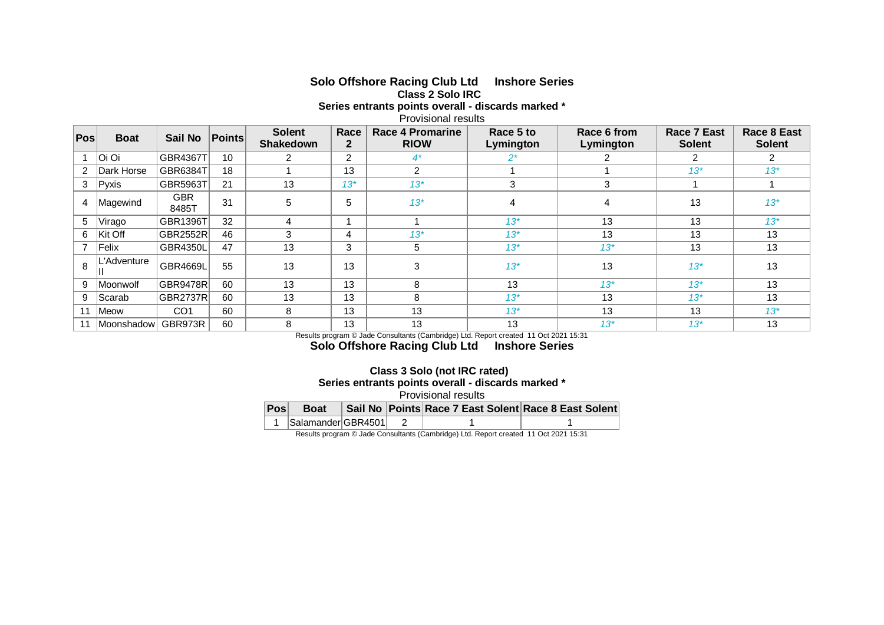## Solo Offshore Racing Club Ltd Inshore Series

### Class 2 Solo IRC

**Series entrants points overall - discards marked ***

Provisional results

| Pos | Boat | Sail No | Points | Solent Shakedown | Race 2 | Race 4 Promarine RIOW | Race 5 to Lymington | Race 6 from Lymington | Race 7 East Solent | Race 8 East Solent |
|---|---|---|---|---|---|---|---|---|---|---|
| 1 | Oi Oi | GBR4367T | 10 | 2 | 2 | 4* | 2* | 2 | 2 | 2 |
| 2 | Dark Horse | GBR6384T | 18 | 1 | 13 | 2 | 1 | 1 | 13* | 13* |
| 3 | Pyxis | GBR5963T | 21 | 13 | 13* | 13* | 3 | 3 | 1 | 1 |
| 4 | Magewind | GBR 8485T | 31 | 5 | 5 | 13* | 4 | 4 | 13 | 13* |
| 5 | Virago | GBR1396T | 32 | 4 | 1 | 1 | 13* | 13 | 13 | 13* |
| 6 | Kit Off | GBR2552R | 46 | 3 | 4 | 13* | 13* | 13 | 13 | 13 |
| 7 | Felix | GBR4350L | 47 | 13 | 3 | 5 | 13* | 13* | 13 | 13 |
| 8 | L'Adventure II | GBR4669L | 55 | 13 | 13 | 3 | 13* | 13 | 13* | 13 |
| 9 | Moonwolf | GBR9478R | 60 | 13 | 13 | 8 | 13 | 13* | 13* | 13 |
| 9 | Scarab | GBR2737R | 60 | 13 | 13 | 8 | 13* | 13 | 13* | 13 |
| 11 | Meow | CO1 | 60 | 8 | 13 | 13 | 13* | 13 | 13 | 13* |
| 11 | Moonshadow | GBR973R | 60 | 8 | 13 | 13 | 13 | 13* | 13* | 13 |

Results program © Jade Consultants (Cambridge) Ltd. Report created 11 Oct 2021 15:31

## Solo Offshore Racing Club Ltd Inshore Series

### Class 3 Solo (not IRC rated)

**Series entrants points overall - discards marked ***

Provisional results

| Pos | Boat | Sail No | Points | Race 7 East Solent | Race 8 East Solent |
|---|---|---|---|---|---|
| 1 | Salamander | GBR4501 | 2 | 1 | 1 |

Results program © Jade Consultants (Cambridge) Ltd. Report created 11 Oct 2021 15:31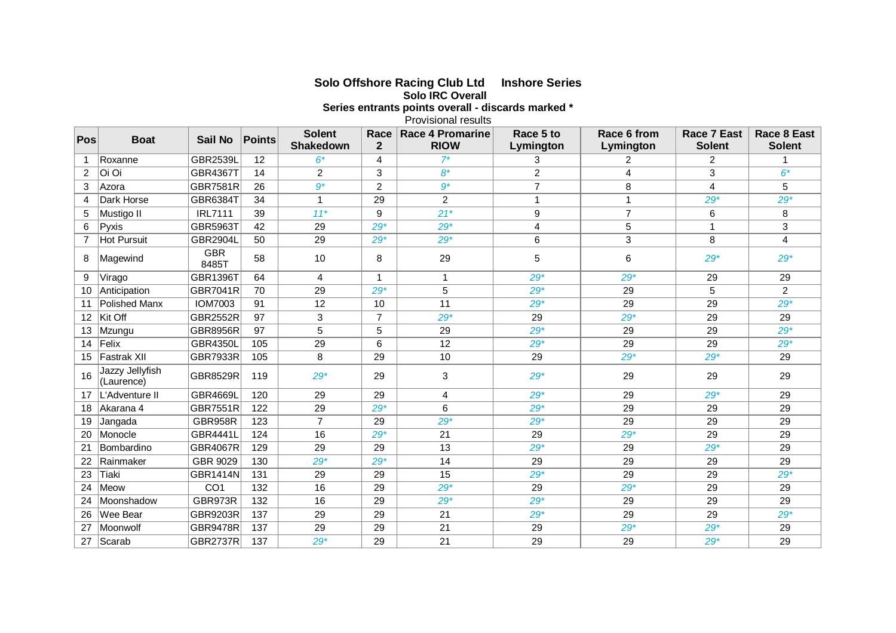**Solo Offshore Racing Club Ltd Inshore Series**

**Solo IRC Overall**

**Series entrants points overall - discards marked ***

Provisional results

| Pos | Boat | Sail No | Points | Solent Shakedown | Race 2 | Race 4 Promarine RIOW | Race 5 to Lymington | Race 6 from Lymington | Race 7 East Solent | Race 8 East Solent |
|---|---|---|---|---|---|---|---|---|---|---|
| 1 | Roxanne | GBR2539L | 12 | 6* | 4 | 7* | 3 | 2 | 2 | 1 |
| 2 | Oi Oi | GBR4367T | 14 | 2 | 3 | 8* | 2 | 4 | 3 | 6* |
| 3 | Azora | GBR7581R | 26 | 9* | 2 | 9* | 7 | 8 | 4 | 5 |
| 4 | Dark Horse | GBR6384T | 34 | 1 | 29 | 2 | 1 | 1 | 29* | 29* |
| 5 | Mustigo II | IRL7111 | 39 | 11* | 9 | 21* | 9 | 7 | 6 | 8 |
| 6 | Pyxis | GBR5963T | 42 | 29 | 29* | 29* | 4 | 5 | 1 | 3 |
| 7 | Hot Pursuit | GBR2904L | 50 | 29 | 29* | 29* | 6 | 3 | 8 | 4 |
| 8 | Magewind | GBR 8485T | 58 | 10 | 8 | 29 | 5 | 6 | 29* | 29* |
| 9 | Virago | GBR1396T | 64 | 4 | 1 | 1 | 29* | 29* | 29 | 29 |
| 10 | Anticipation | GBR7041R | 70 | 29 | 29* | 5 | 29* | 29 | 5 | 2 |
| 11 | Polished Manx | IOM7003 | 91 | 12 | 10 | 11 | 29* | 29 | 29 | 29* |
| 12 | Kit Off | GBR2552R | 97 | 3 | 7 | 29* | 29 | 29* | 29 | 29 |
| 13 | Mzungu | GBR8956R | 97 | 5 | 5 | 29 | 29* | 29 | 29 | 29* |
| 14 | Felix | GBR4350L | 105 | 29 | 6 | 12 | 29* | 29 | 29 | 29* |
| 15 | Fastrak XII | GBR7933R | 105 | 8 | 29 | 10 | 29 | 29* | 29* | 29 |
| 16 | Jazzy Jellyfish (Laurence) | GBR8529R | 119 | 29* | 29 | 3 | 29* | 29 | 29 | 29 |
| 17 | L'Adventure II | GBR4669L | 120 | 29 | 29 | 4 | 29* | 29 | 29* | 29 |
| 18 | Akarana 4 | GBR7551R | 122 | 29 | 29* | 6 | 29* | 29 | 29 | 29 |
| 19 | Jangada | GBR958R | 123 | 7 | 29 | 29* | 29* | 29 | 29 | 29 |
| 20 | Monocle | GBR4441L | 124 | 16 | 29* | 21 | 29 | 29* | 29 | 29 |
| 21 | Bombardino | GBR4067R | 129 | 29 | 29 | 13 | 29* | 29 | 29* | 29 |
| 22 | Rainmaker | GBR 9029 | 130 | 29* | 29* | 14 | 29 | 29 | 29 | 29 |
| 23 | Tiaki | GBR1414N | 131 | 29 | 29 | 15 | 29* | 29 | 29 | 29* |
| 24 | Meow | CO1 | 132 | 16 | 29 | 29* | 29 | 29* | 29 | 29 |
| 24 | Moonshadow | GBR973R | 132 | 16 | 29 | 29* | 29* | 29 | 29 | 29 |
| 26 | Wee Bear | GBR9203R | 137 | 29 | 29 | 21 | 29* | 29 | 29 | 29* |
| 27 | Moonwolf | GBR9478R | 137 | 29 | 29 | 21 | 29 | 29* | 29* | 29 |
| 27 | Scarab | GBR2737R | 137 | 29* | 29 | 21 | 29 | 29 | 29* | 29 |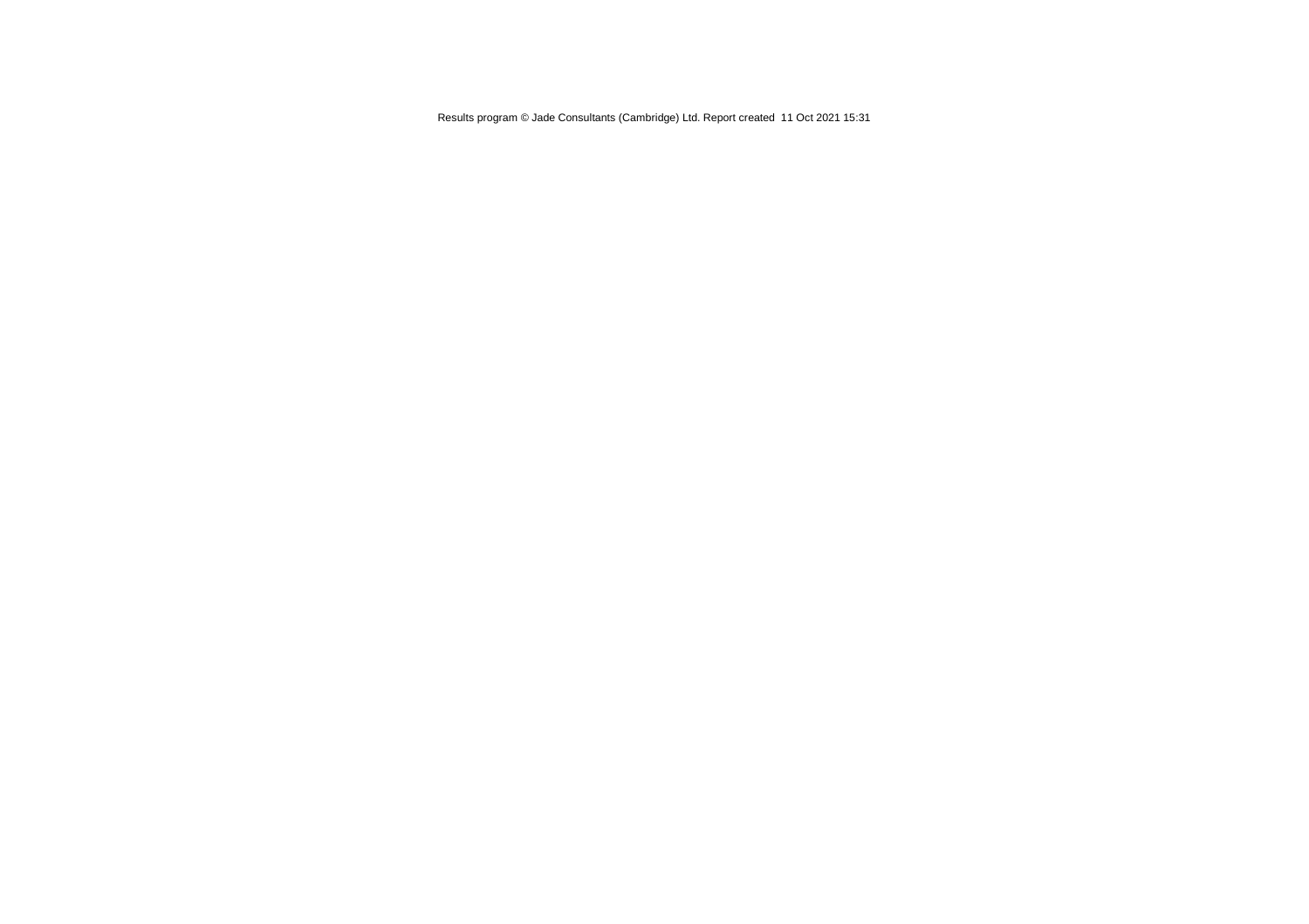Results program © Jade Consultants (Cambridge) Ltd. Report created 11 Oct 2021 15:31